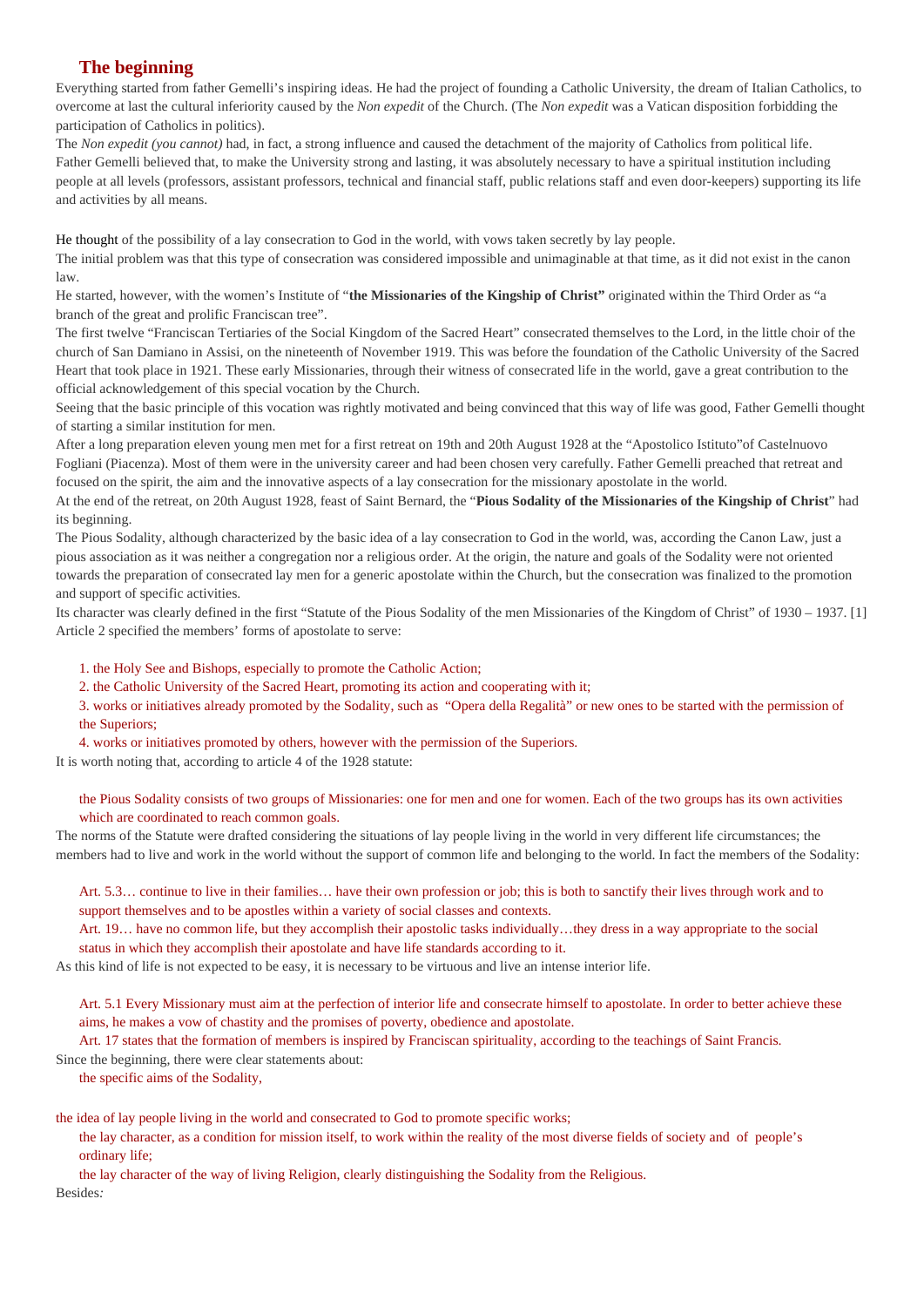## The beginning

Everything started from father Gemelli's inspiring ideas. He had the project of founding a Catholic University, the dream of Italian Catholics, to overcome at last the cultural inferiority caused by the *Non expedit* of the Church. (The *Non expedit* was a Vatican disposition forbidding the participation of Catholics in politics).

The *Non expedit (you cannot)* had, in fact, a strong influence and caused the detachment of the majority of Catholics from political life.

Father Gemelli believed that, to make the University strong and lasting, it was absolutely necessary to have a spiritual institution including people at all levels (professors, assistant professors, technical and financial staff, public relations staff and even door-keepers) supporting its life and activities by all means.

He thought of the possibility of a lay consecration to God in the world, with vows taken secretly by lay people.

The initial problem was that this type of consecration was considered impossible and unimaginable at that time, as it did not exist in the canon law.

He started, however, with the women's Institute of "**the Missionaries of the Kingship of Christ"** originated within the Third Order as "a branch of the great and prolific Franciscan tree".

The first twelve "Franciscan Tertiaries of the Social Kingdom of the Sacred Heart" consecrated themselves to the Lord, in the little choir of the church of San Damiano in Assisi, on the nineteenth of November 1919. This was before the foundation of the Catholic University of the Sacred Heart that took place in 1921. These early Missionaries, through their witness of consecrated life in the world, gave a great contribution to the official acknowledgement of this special vocation by the Church.

Seeing that the basic principle of this vocation was rightly motivated and being convinced that this way of life was good, Father Gemelli thought of starting a similar institution for men.

After a long preparation eleven young men met for a first retreat on 19th and 20th August 1928 at the "Apostolico Istituto"of Castelnuovo Fogliani (Piacenza). Most of them were in the university career and had been chosen very carefully. Father Gemelli preached that retreat and focused on the spirit, the aim and the innovative aspects of a lay consecration for the missionary apostolate in the world.

At the end of the retreat, on 20th August 1928, feast of Saint Bernard, the "**Pious Sodality of the Missionaries of the Kingship of Christ**" had its beginning.

The Pious Sodality, although characterized by the basic idea of a lay consecration to God in the world, was, according the Canon Law, just a pious association as it was neither a congregation nor a religious order. At the origin, the nature and goals of the Sodality were not oriented towards the preparation of consecrated lay men for a generic apostolate within the Church, but the consecration was finalized to the promotion and support of specific activities.

Its character was clearly defined in the first "Statute of the Pious Sodality of the men Missionaries of the Kingdom of Christ" of 1930 – 1937. [1] Article 2 specified the members' forms of apostolate to serve:

1. the Holy See and Bishops, especially to promote the Catholic Action;
2. the Catholic University of the Sacred Heart, promoting its action and cooperating with it;
3. works or initiatives already promoted by the Sodality, such as "Opera della Regalità" or new ones to be started with the permission of the Superiors;
4. works or initiatives promoted by others, however with the permission of the Superiors.

It is worth noting that, according to article 4 of the 1928 statute:

> the Pious Sodality consists of two groups of Missionaries: one for men and one for women. Each of the two groups has its own activities which are coordinated to reach common goals.

The norms of the Statute were drafted considering the situations of lay people living in the world in very different life circumstances; the members had to live and work in the world without the support of common life and belonging to the world. In fact the members of the Sodality:

> Art. 5.3… continue to live in their families… have their own profession or job; this is both to sanctify their lives through work and to support themselves and to be apostles within a variety of social classes and contexts.
>
> Art. 19… have no common life, but they accomplish their apostolic tasks individually…they dress in a way appropriate to the social status in which they accomplish their apostolate and have life standards according to it.

As this kind of life is not expected to be easy, it is necessary to be virtuous and live an intense interior life.

> Art. 5.1 Every Missionary must aim at the perfection of interior life and consecrate himself to apostolate. In order to better achieve these aims, he makes a vow of chastity and the promises of poverty, obedience and apostolate.
>
> Art. 17 states that the formation of members is inspired by Franciscan spirituality, according to the teachings of Saint Francis.

Since the beginning, there were clear statements about:

- the specific aims of the Sodality,
- the idea of lay people living in the world and consecrated to God to promote specific works;
- the lay character, as a condition for mission itself, to work within the reality of the most diverse fields of society and of people's ordinary life;
- the lay character of the way of living Religion, clearly distinguishing the Sodality from the Religious.

Besides: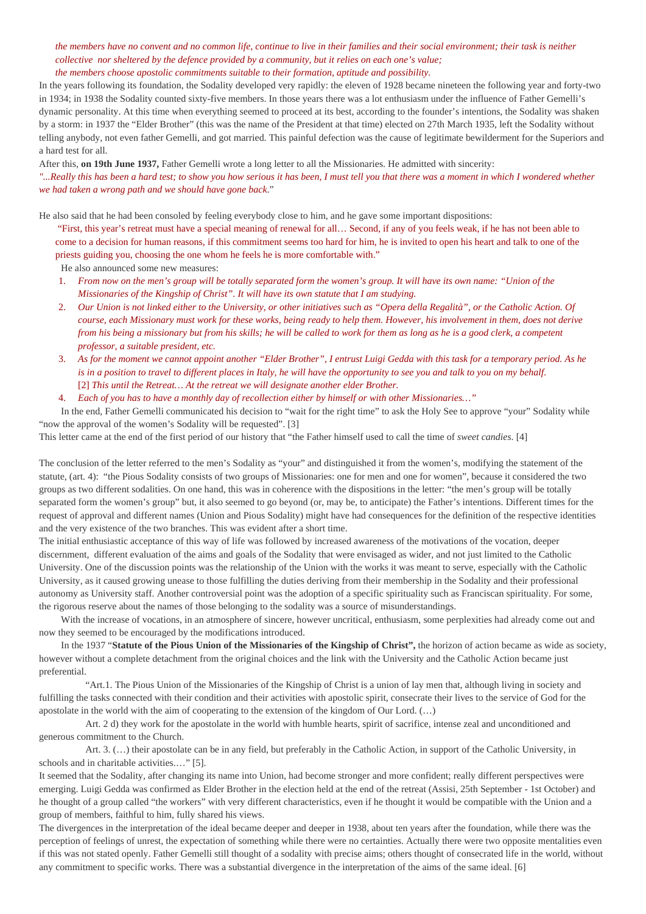*the members have no convent and no common life, continue to live in their families and their social environment; their task is neither collective nor sheltered by the defence provided by a community, but it relies on each one's value;*
*the members choose apostolic commitments suitable to their formation, aptitude and possibility.*

In the years following its foundation, the Sodality developed very rapidly: the eleven of 1928 became nineteen the following year and forty-two in 1934; in 1938 the Sodality counted sixty-five members. In those years there was a lot enthusiasm under the influence of Father Gemelli's dynamic personality. At this time when everything seemed to proceed at its best, according to the founder's intentions, the Sodality was shaken by a storm: in 1937 the "Elder Brother" (this was the name of the President at that time) elected on 27th March 1935, left the Sodality without telling anybody, not even father Gemelli, and got married. This painful defection was the cause of legitimate bewilderment for the Superiors and a hard test for all.

After this, **on 19th June 1937,** Father Gemelli wrote a long letter to all the Missionaries. He admitted with sincerity:

*"...Really this has been a hard test; to show you how serious it has been, I must tell you that there was a moment in which I wondered whether we had taken a wrong path and we should have gone back."*

He also said that he had been consoled by feeling everybody close to him, and he gave some important dispositions:

"First, this year's retreat must have a special meaning of renewal for all… Second, if any of you feels weak, if he has not been able to come to a decision for human reasons, if this commitment seems too hard for him, he is invited to open his heart and talk to one of the priests guiding you, choosing the one whom he feels he is more comfortable with."

He also announced some new measures:

1. *From now on the men's group will be totally separated form the women's group. It will have its own name: "Union of the Missionaries of the Kingship of Christ". It will have its own statute that I am studying.*
2. *Our Union is not linked either to the University, or other initiatives such as "Opera della Regalità", or the Catholic Action. Of course, each Missionary must work for these works, being ready to help them. However, his involvement in them, does not derive from his being a missionary but from his skills; he will be called to work for them as long as he is a good clerk, a competent professor, a suitable president, etc.*
3. *As for the moment we cannot appoint another "Elder Brother", I entrust Luigi Gedda with this task for a temporary period. As he is in a position to travel to different places in Italy, he will have the opportunity to see you and talk to you on my behalf.* [2] *This until the Retreat… At the retreat we will designate another elder Brother.*
4. *Each of you has to have a monthly day of recollection either by himself or with other Missionaries…"*

In the end, Father Gemelli communicated his decision to "wait for the right time" to ask the Holy See to approve "your" Sodality while "now the approval of the women's Sodality will be requested". [3]

This letter came at the end of the first period of our history that "the Father himself used to call the time of *sweet candies*. [4]

The conclusion of the letter referred to the men's Sodality as "your" and distinguished it from the women's, modifying the statement of the statute, (art. 4): "the Pious Sodality consists of two groups of Missionaries: one for men and one for women", because it considered the two groups as two different sodalities. On one hand, this was in coherence with the dispositions in the letter: "the men's group will be totally separated form the women's group" but, it also seemed to go beyond (or, may be, to anticipate) the Father's intentions. Different times for the request of approval and different names (Union and Pious Sodality) might have had consequences for the definition of the respective identities and the very existence of the two branches. This was evident after a short time.

The initial enthusiastic acceptance of this way of life was followed by increased awareness of the motivations of the vocation, deeper discernment, different evaluation of the aims and goals of the Sodality that were envisaged as wider, and not just limited to the Catholic University. One of the discussion points was the relationship of the Union with the works it was meant to serve, especially with the Catholic University, as it caused growing unease to those fulfilling the duties deriving from their membership in the Sodality and their professional autonomy as University staff. Another controversial point was the adoption of a specific spirituality such as Franciscan spirituality. For some, the rigorous reserve about the names of those belonging to the sodality was a source of misunderstandings.

With the increase of vocations, in an atmosphere of sincere, however uncritical, enthusiasm, some perplexities had already come out and now they seemed to be encouraged by the modifications introduced.

In the 1937 "**Statute of the Pious Union of the Missionaries of the Kingship of Christ",** the horizon of action became as wide as society, however without a complete detachment from the original choices and the link with the University and the Catholic Action became just preferential.

"Art.1. The Pious Union of the Missionaries of the Kingship of Christ is a union of lay men that, although living in society and fulfilling the tasks connected with their condition and their activities with apostolic spirit, consecrate their lives to the service of God for the apostolate in the world with the aim of cooperating to the extension of the kingdom of Our Lord. (…)

Art. 2 d) they work for the apostolate in the world with humble hearts, spirit of sacrifice, intense zeal and unconditioned and generous commitment to the Church.

Art. 3. (…) their apostolate can be in any field, but preferably in the Catholic Action, in support of the Catholic University, in schools and in charitable activities.…" [5].

It seemed that the Sodality, after changing its name into Union, had become stronger and more confident; really different perspectives were emerging. Luigi Gedda was confirmed as Elder Brother in the election held at the end of the retreat (Assisi, 25th September - 1st October) and he thought of a group called "the workers" with very different characteristics, even if he thought it would be compatible with the Union and a group of members, faithful to him, fully shared his views.

The divergences in the interpretation of the ideal became deeper and deeper in 1938, about ten years after the foundation, while there was the perception of feelings of unrest, the expectation of something while there were no certainties. Actually there were two opposite mentalities even if this was not stated openly. Father Gemelli still thought of a sodality with precise aims; others thought of consecrated life in the world, without any commitment to specific works. There was a substantial divergence in the interpretation of the aims of the same ideal. [6]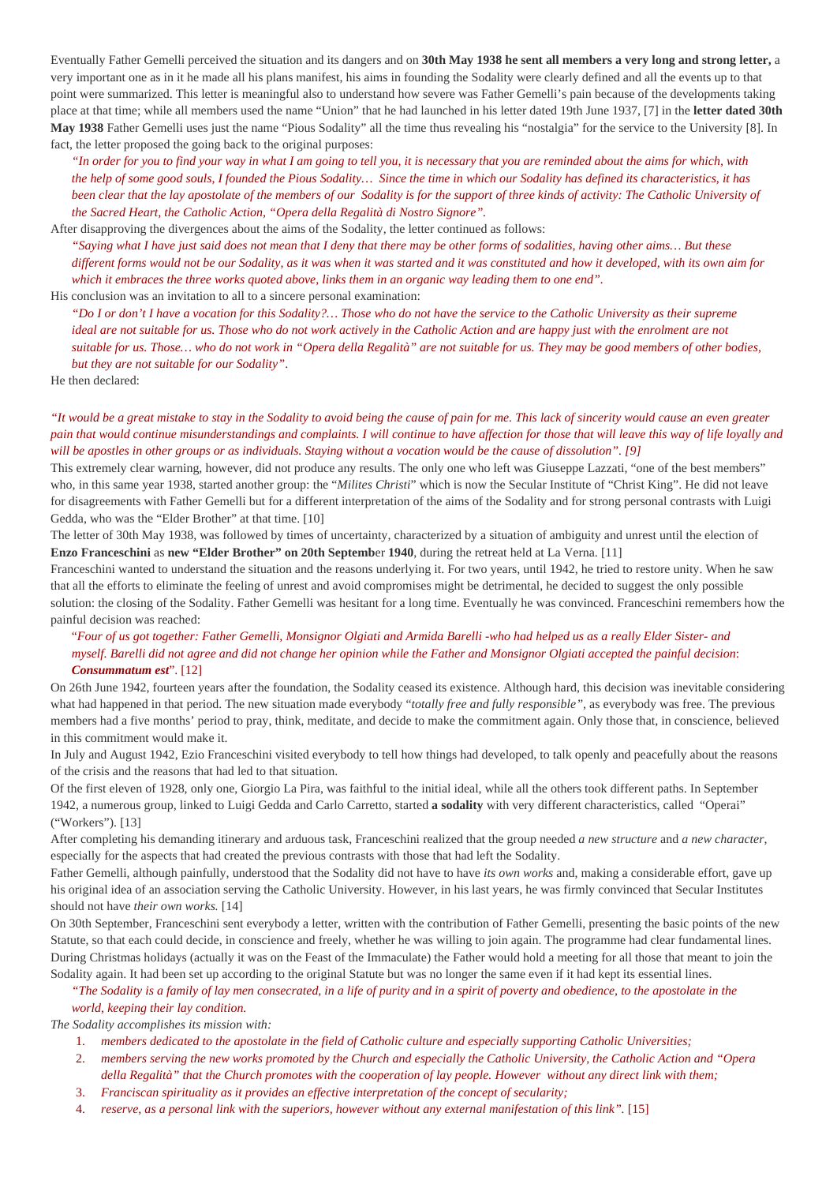Eventually Father Gemelli perceived the situation and its dangers and on **30th May 1938 he sent all members a very long and strong letter,** a very important one as in it he made all his plans manifest, his aims in founding the Sodality were clearly defined and all the events up to that point were summarized. This letter is meaningful also to understand how severe was Father Gemelli's pain because of the developments taking place at that time; while all members used the name "Union" that he had launched in his letter dated 19th June 1937, [7] in the **letter dated 30th May 1938** Father Gemelli uses just the name "Pious Sodality" all the time thus revealing his "nostalgia" for the service to the University [8]. In fact, the letter proposed the going back to the original purposes:

> *"In order for you to find your way in what I am going to tell you, it is necessary that you are reminded about the aims for which, with the help of some good souls, I founded the Pious Sodality… Since the time in which our Sodality has defined its characteristics, it has been clear that the lay apostolate of the members of our Sodality is for the support of three kinds of activity: The Catholic University of the Sacred Heart, the Catholic Action, "Opera della Regalità di Nostro Signore".*

After disapproving the divergences about the aims of the Sodality, the letter continued as follows:

> *"Saying what I have just said does not mean that I deny that there may be other forms of sodalities, having other aims… But these different forms would not be our Sodality, as it was when it was started and it was constituted and how it developed, with its own aim for which it embraces the three works quoted above, links them in an organic way leading them to one end".*

His conclusion was an invitation to all to a sincere personal examination:

> *"Do I or don't I have a vocation for this Sodality?… Those who do not have the service to the Catholic University as their supreme ideal are not suitable for us. Those who do not work actively in the Catholic Action and are happy just with the enrolment are not suitable for us. Those… who do not work in "Opera della Regalità" are not suitable for us. They may be good members of other bodies, but they are not suitable for our Sodality".*

He then declared:

*"It would be a great mistake to stay in the Sodality to avoid being the cause of pain for me. This lack of sincerity would cause an even greater pain that would continue misunderstandings and complaints. I will continue to have affection for those that will leave this way of life loyally and will be apostles in other groups or as individuals. Staying without a vocation would be the cause of dissolution". [9]*

This extremely clear warning, however, did not produce any results. The only one who left was Giuseppe Lazzati, "one of the best members" who, in this same year 1938, started another group: the "*Milites Christi*" which is now the Secular Institute of "Christ King". He did not leave for disagreements with Father Gemelli but for a different interpretation of the aims of the Sodality and for strong personal contrasts with Luigi Gedda, who was the "Elder Brother" at that time. [10]

The letter of 30th May 1938, was followed by times of uncertainty, characterized by a situation of ambiguity and unrest until the election of **Enzo Franceschini** as **new "Elder Brother" on 20th September 1940**, during the retreat held at La Verna. [11]

Franceschini wanted to understand the situation and the reasons underlying it. For two years, until 1942, he tried to restore unity. When he saw that all the efforts to eliminate the feeling of unrest and avoid compromises might be detrimental, he decided to suggest the only possible solution: the closing of the Sodality. Father Gemelli was hesitant for a long time. Eventually he was convinced. Franceschini remembers how the painful decision was reached:

> "*Four of us got together: Father Gemelli, Monsignor Olgiati and Armida Barelli -who had helped us as a really Elder Sister- and myself. Barelli did not agree and did not change her opinion while the Father and Monsignor Olgiati accepted the painful decision*: ***Consummatum est***". [12]

On 26th June 1942, fourteen years after the foundation, the Sodality ceased its existence. Although hard, this decision was inevitable considering what had happened in that period. The new situation made everybody "*totally free and fully responsible"*, as everybody was free. The previous members had a five months' period to pray, think, meditate, and decide to make the commitment again. Only those that, in conscience, believed in this commitment would make it.

In July and August 1942, Ezio Franceschini visited everybody to tell how things had developed, to talk openly and peacefully about the reasons of the crisis and the reasons that had led to that situation.

Of the first eleven of 1928, only one, Giorgio La Pira, was faithful to the initial ideal, while all the others took different paths. In September 1942, a numerous group, linked to Luigi Gedda and Carlo Carretto, started **a sodality** with very different characteristics, called "Operai" ("Workers"). [13]

After completing his demanding itinerary and arduous task, Franceschini realized that the group needed *a new structure* and *a new character*, especially for the aspects that had created the previous contrasts with those that had left the Sodality.

Father Gemelli, although painfully, understood that the Sodality did not have to have *its own works* and, making a considerable effort, gave up his original idea of an association serving the Catholic University. However, in his last years, he was firmly convinced that Secular Institutes should not have *their own works.* [14]

On 30th September, Franceschini sent everybody a letter, written with the contribution of Father Gemelli, presenting the basic points of the new Statute, so that each could decide, in conscience and freely, whether he was willing to join again. The programme had clear fundamental lines. During Christmas holidays (actually it was on the Feast of the Immaculate) the Father would hold a meeting for all those that meant to join the Sodality again. It had been set up according to the original Statute but was no longer the same even if it had kept its essential lines.

> *"The Sodality is a family of lay men consecrated, in a life of purity and in a spirit of poverty and obedience, to the apostolate in the world, keeping their lay condition.*

*The Sodality accomplishes its mission with:*

1. *members dedicated to the apostolate in the field of Catholic culture and especially supporting Catholic Universities;*
2. *members serving the new works promoted by the Church and especially the Catholic University, the Catholic Action and "Opera della Regalità" that the Church promotes with the cooperation of lay people. However without any direct link with them;*
3. *Franciscan spirituality as it provides an effective interpretation of the concept of secularity;*
4. *reserve, as a personal link with the superiors, however without any external manifestation of this link".* [15]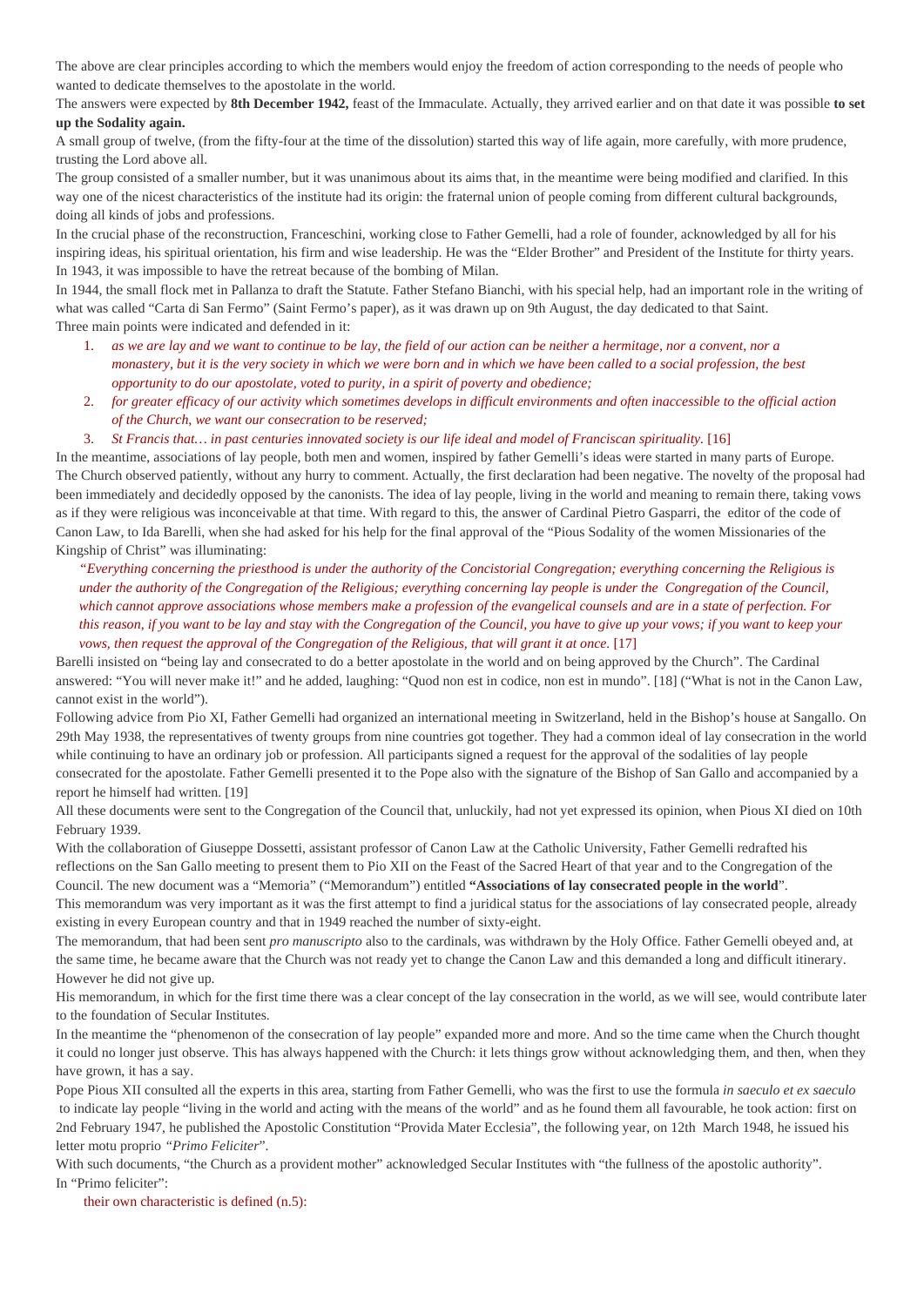The above are clear principles according to which the members would enjoy the freedom of action corresponding to the needs of people who wanted to dedicate themselves to the apostolate in the world.

The answers were expected by **8th December 1942,** feast of the Immaculate. Actually, they arrived earlier and on that date it was possible **to set up the Sodality again.**

A small group of twelve, (from the fifty-four at the time of the dissolution) started this way of life again, more carefully, with more prudence, trusting the Lord above all.

The group consisted of a smaller number, but it was unanimous about its aims that, in the meantime were being modified and clarified. In this way one of the nicest characteristics of the institute had its origin: the fraternal union of people coming from different cultural backgrounds, doing all kinds of jobs and professions.

In the crucial phase of the reconstruction, Franceschini, working close to Father Gemelli, had a role of founder, acknowledged by all for his inspiring ideas, his spiritual orientation, his firm and wise leadership. He was the "Elder Brother" and President of the Institute for thirty years.

In 1943, it was impossible to have the retreat because of the bombing of Milan.

In 1944, the small flock met in Pallanza to draft the Statute. Father Stefano Bianchi, with his special help, had an important role in the writing of what was called "Carta di San Fermo" (Saint Fermo's paper), as it was drawn up on 9th August, the day dedicated to that Saint.

Three main points were indicated and defended in it:

1. *as we are lay and we want to continue to be lay, the field of our action can be neither a hermitage, nor a convent, nor a monastery, but it is the very society in which we were born and in which we have been called to a social profession, the best opportunity to do our apostolate, voted to purity, in a spirit of poverty and obedience;*
2. *for greater efficacy of our activity which sometimes develops in difficult environments and often inaccessible to the official action of the Church, we want our consecration to be reserved;*
3. *St Francis that… in past centuries innovated society is our life ideal and model of Franciscan spirituality.* [16]

In the meantime, associations of lay people, both men and women, inspired by father Gemelli's ideas were started in many parts of Europe. The Church observed patiently, without any hurry to comment. Actually, the first declaration had been negative. The novelty of the proposal had been immediately and decidedly opposed by the canonists. The idea of lay people, living in the world and meaning to remain there, taking vows as if they were religious was inconceivable at that time. With regard to this, the answer of Cardinal Pietro Gasparri, the editor of the code of Canon Law, to Ida Barelli, when she had asked for his help for the final approval of the "Pious Sodality of the women Missionaries of the Kingship of Christ" was illuminating:

> *"Everything concerning the priesthood is under the authority of the Concistorial Congregation; everything concerning the Religious is under the authority of the Congregation of the Religious; everything concerning lay people is under the Congregation of the Council, which cannot approve associations whose members make a profession of the evangelical counsels and are in a state of perfection. For this reason, if you want to be lay and stay with the Congregation of the Council, you have to give up your vows; if you want to keep your vows, then request the approval of the Congregation of the Religious, that will grant it at once.* [17]

Barelli insisted on "being lay and consecrated to do a better apostolate in the world and on being approved by the Church". The Cardinal answered: "You will never make it!" and he added, laughing: "Quod non est in codice, non est in mundo". [18] ("What is not in the Canon Law, cannot exist in the world").

Following advice from Pio XI, Father Gemelli had organized an international meeting in Switzerland, held in the Bishop's house at Sangallo. On 29th May 1938, the representatives of twenty groups from nine countries got together. They had a common ideal of lay consecration in the world while continuing to have an ordinary job or profession. All participants signed a request for the approval of the sodalities of lay people consecrated for the apostolate. Father Gemelli presented it to the Pope also with the signature of the Bishop of San Gallo and accompanied by a report he himself had written. [19]

All these documents were sent to the Congregation of the Council that, unluckily, had not yet expressed its opinion, when Pious XI died on 10th February 1939.

With the collaboration of Giuseppe Dossetti, assistant professor of Canon Law at the Catholic University, Father Gemelli redrafted his reflections on the San Gallo meeting to present them to Pio XII on the Feast of the Sacred Heart of that year and to the Congregation of the Council. The new document was a "Memoria" ("Memorandum") entitled **"Associations of lay consecrated people in the world"**.

This memorandum was very important as it was the first attempt to find a juridical status for the associations of lay consecrated people, already existing in every European country and that in 1949 reached the number of sixty-eight.

The memorandum, that had been sent *pro manuscripto* also to the cardinals, was withdrawn by the Holy Office. Father Gemelli obeyed and, at the same time, he became aware that the Church was not ready yet to change the Canon Law and this demanded a long and difficult itinerary. However he did not give up.

His memorandum, in which for the first time there was a clear concept of the lay consecration in the world, as we will see, would contribute later to the foundation of Secular Institutes.

In the meantime the "phenomenon of the consecration of lay people" expanded more and more. And so the time came when the Church thought it could no longer just observe. This has always happened with the Church: it lets things grow without acknowledging them, and then, when they have grown, it has a say.

Pope Pious XII consulted all the experts in this area, starting from Father Gemelli, who was the first to use the formula *in saeculo et ex saeculo* to indicate lay people "living in the world and acting with the means of the world" and as he found them all favourable, he took action: first on 2nd February 1947, he published the Apostolic Constitution "Provida Mater Ecclesia", the following year, on 12th March 1948, he issued his letter motu proprio *"Primo Feliciter*".

With such documents, "the Church as a provident mother" acknowledged Secular Institutes with "the fullness of the apostolic authority".

In "Primo feliciter":

their own characteristic is defined (n.5):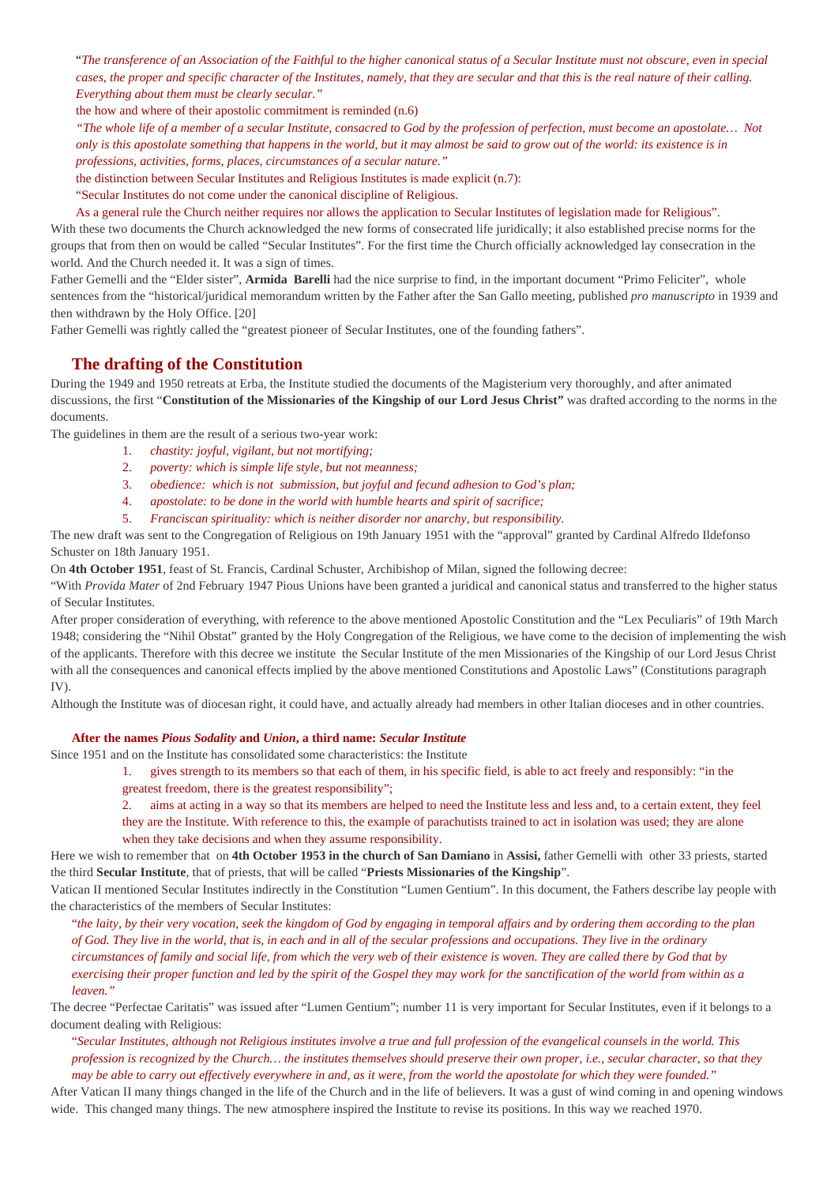"*The transference of an Association of the Faithful to the higher canonical status of a Secular Institute must not obscure, even in special cases, the proper and specific character of the Institutes, namely, that they are secular and that this is the real nature of their calling. Everything about them must be clearly secular."*

the how and where of their apostolic commitment is reminded (n.6)

*"The whole life of a member of a secular Institute, consacred to God by the profession of perfection, must become an apostolate… Not only is this apostolate something that happens in the world, but it may almost be said to grow out of the world: its existence is in professions, activities, forms, places, circumstances of a secular nature."*

the distinction between Secular Institutes and Religious Institutes is made explicit (n.7):

"Secular Institutes do not come under the canonical discipline of Religious.

As a general rule the Church neither requires nor allows the application to Secular Institutes of legislation made for Religious".

With these two documents the Church acknowledged the new forms of consecrated life juridically; it also established precise norms for the groups that from then on would be called "Secular Institutes". For the first time the Church officially acknowledged lay consecration in the world. And the Church needed it. It was a sign of times.

Father Gemelli and the "Elder sister", **Armida Barelli** had the nice surprise to find, in the important document "Primo Feliciter", whole sentences from the "historical/juridical memorandum written by the Father after the San Gallo meeting, published *pro manuscripto* in 1939 and then withdrawn by the Holy Office. [20]

Father Gemelli was rightly called the "greatest pioneer of Secular Institutes, one of the founding fathers".

## The drafting of the Constitution

During the 1949 and 1950 retreats at Erba, the Institute studied the documents of the Magisterium very thoroughly, and after animated discussions, the first "**Constitution of the Missionaries of the Kingship of our Lord Jesus Christ"** was drafted according to the norms in the documents.

The guidelines in them are the result of a serious two-year work:

1. *chastity: joyful, vigilant, but not mortifying;*
2. *poverty: which is simple life style, but not meanness;*
3. *obedience: which is not submission, but joyful and fecund adhesion to God's plan;*
4. *apostolate: to be done in the world with humble hearts and spirit of sacrifice;*
5. *Franciscan spirituality: which is neither disorder nor anarchy, but responsibility.*

The new draft was sent to the Congregation of Religious on 19th January 1951 with the "approval" granted by Cardinal Alfredo Ildefonso Schuster on 18th January 1951.

On **4th October 1951**, feast of St. Francis, Cardinal Schuster, Archibishop of Milan, signed the following decree:

"With *Provida Mater* of 2nd February 1947 Pious Unions have been granted a juridical and canonical status and transferred to the higher status of Secular Institutes.

After proper consideration of everything, with reference to the above mentioned Apostolic Constitution and the "Lex Peculiaris" of 19th March 1948; considering the "Nihil Obstat" granted by the Holy Congregation of the Religious, we have come to the decision of implementing the wish of the applicants. Therefore with this decree we institute the Secular Institute of the men Missionaries of the Kingship of our Lord Jesus Christ with all the consequences and canonical effects implied by the above mentioned Constitutions and Apostolic Laws" (Constitutions paragraph IV).

Although the Institute was of diocesan right, it could have, and actually already had members in other Italian dioceses and in other countries.

### After the names *Pious Sodality* and *Union*, a third name: *Secular Institute*

Since 1951 and on the Institute has consolidated some characteristics: the Institute

1. gives strength to its members so that each of them, in his specific field, is able to act freely and responsibly: "in the greatest freedom, there is the greatest responsibility";
2. aims at acting in a way so that its members are helped to need the Institute less and less and, to a certain extent, they feel they are the Institute. With reference to this, the example of parachutists trained to act in isolation was used; they are alone when they take decisions and when they assume responsibility.

Here we wish to remember that on **4th October 1953 in the church of San Damiano** in **Assisi,** father Gemelli with other 33 priests, started the third **Secular Institute**, that of priests, that will be called "**Priests Missionaries of the Kingship**".

Vatican II mentioned Secular Institutes indirectly in the Constitution "Lumen Gentium". In this document, the Fathers describe lay people with the characteristics of the members of Secular Institutes:

"*the laity, by their very vocation, seek the kingdom of God by engaging in temporal affairs and by ordering them according to the plan of God. They live in the world, that is, in each and in all of the secular professions and occupations. They live in the ordinary circumstances of family and social life, from which the very web of their existence is woven. They are called there by God that by exercising their proper function and led by the spirit of the Gospel they may work for the sanctification of the world from within as a leaven."*

The decree "Perfectae Caritatis" was issued after "Lumen Gentium"; number 11 is very important for Secular Institutes, even if it belongs to a document dealing with Religious:

"*Secular Institutes, although not Religious institutes involve a true and full profession of the evangelical counsels in the world. This profession is recognized by the Church… the institutes themselves should preserve their own proper, i.e., secular character, so that they may be able to carry out effectively everywhere in and, as it were, from the world the apostolate for which they were founded."*

After Vatican II many things changed in the life of the Church and in the life of believers. It was a gust of wind coming in and opening windows wide. This changed many things. The new atmosphere inspired the Institute to revise its positions. In this way we reached 1970.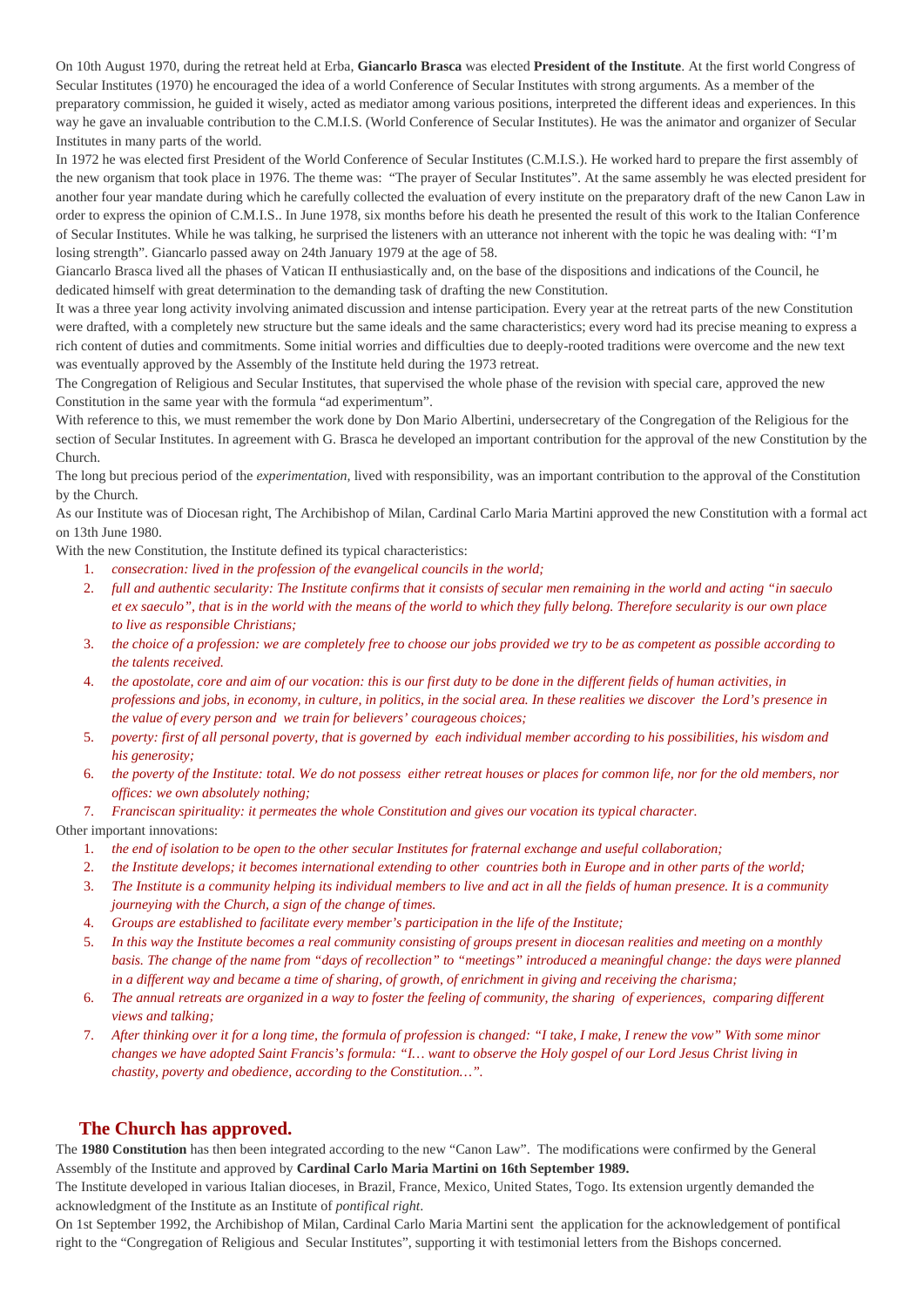On 10th August 1970, during the retreat held at Erba, **Giancarlo Brasca** was elected **President of the Institute**. At the first world Congress of Secular Institutes (1970) he encouraged the idea of a world Conference of Secular Institutes with strong arguments. As a member of the preparatory commission, he guided it wisely, acted as mediator among various positions, interpreted the different ideas and experiences. In this way he gave an invaluable contribution to the C.M.I.S. (World Conference of Secular Institutes). He was the animator and organizer of Secular Institutes in many parts of the world.

In 1972 he was elected first President of the World Conference of Secular Institutes (C.M.I.S.). He worked hard to prepare the first assembly of the new organism that took place in 1976. The theme was: "The prayer of Secular Institutes". At the same assembly he was elected president for another four year mandate during which he carefully collected the evaluation of every institute on the preparatory draft of the new Canon Law in order to express the opinion of C.M.I.S.. In June 1978, six months before his death he presented the result of this work to the Italian Conference of Secular Institutes. While he was talking, he surprised the listeners with an utterance not inherent with the topic he was dealing with: "I'm losing strength". Giancarlo passed away on 24th January 1979 at the age of 58.

Giancarlo Brasca lived all the phases of Vatican II enthusiastically and, on the base of the dispositions and indications of the Council, he dedicated himself with great determination to the demanding task of drafting the new Constitution.

It was a three year long activity involving animated discussion and intense participation. Every year at the retreat parts of the new Constitution were drafted, with a completely new structure but the same ideals and the same characteristics; every word had its precise meaning to express a rich content of duties and commitments. Some initial worries and difficulties due to deeply-rooted traditions were overcome and the new text was eventually approved by the Assembly of the Institute held during the 1973 retreat.

The Congregation of Religious and Secular Institutes, that supervised the whole phase of the revision with special care, approved the new Constitution in the same year with the formula "ad experimentum".

With reference to this, we must remember the work done by Don Mario Albertini, undersecretary of the Congregation of the Religious for the section of Secular Institutes. In agreement with G. Brasca he developed an important contribution for the approval of the new Constitution by the Church.

The long but precious period of the *experimentation*, lived with responsibility, was an important contribution to the approval of the Constitution by the Church.

As our Institute was of Diocesan right, The Archibishop of Milan, Cardinal Carlo Maria Martini approved the new Constitution with a formal act on 13th June 1980.

With the new Constitution, the Institute defined its typical characteristics:

1. *consecration: lived in the profession of the evangelical councils in the world;*
2. *full and authentic secularity: The Institute confirms that it consists of secular men remaining in the world and acting "in saeculo et ex saeculo", that is in the world with the means of the world to which they fully belong. Therefore secularity is our own place to live as responsible Christians;*
3. *the choice of a profession: we are completely free to choose our jobs provided we try to be as competent as possible according to the talents received.*
4. *the apostolate, core and aim of our vocation: this is our first duty to be done in the different fields of human activities, in professions and jobs, in economy, in culture, in politics, in the social area. In these realities we discover the Lord's presence in the value of every person and we train for believers' courageous choices;*
5. *poverty: first of all personal poverty, that is governed by each individual member according to his possibilities, his wisdom and his generosity;*
6. *the poverty of the Institute: total. We do not possess either retreat houses or places for common life, nor for the old members, nor offices: we own absolutely nothing;*
7. *Franciscan spirituality: it permeates the whole Constitution and gives our vocation its typical character.*

Other important innovations:

1. *the end of isolation to be open to the other secular Institutes for fraternal exchange and useful collaboration;*
2. *the Institute develops; it becomes international extending to other countries both in Europe and in other parts of the world;*
3. *The Institute is a community helping its individual members to live and act in all the fields of human presence. It is a community journeying with the Church, a sign of the change of times.*
4. *Groups are established to facilitate every member's participation in the life of the Institute;*
5. *In this way the Institute becomes a real community consisting of groups present in diocesan realities and meeting on a monthly basis. The change of the name from "days of recollection" to "meetings" introduced a meaningful change: the days were planned in a different way and became a time of sharing, of growth, of enrichment in giving and receiving the charisma;*
6. *The annual retreats are organized in a way to foster the feeling of community, the sharing of experiences, comparing different views and talking;*
7. *After thinking over it for a long time, the formula of profession is changed: "I take, I make, I renew the vow" With some minor changes we have adopted Saint Francis's formula: "I… want to observe the Holy gospel of our Lord Jesus Christ living in chastity, poverty and obedience, according to the Constitution…".*

## The Church has approved.

The **1980 Constitution** has then been integrated according to the new "Canon Law". The modifications were confirmed by the General Assembly of the Institute and approved by **Cardinal Carlo Maria Martini on 16th September 1989.**

The Institute developed in various Italian dioceses, in Brazil, France, Mexico, United States, Togo. Its extension urgently demanded the acknowledgment of the Institute as an Institute of *pontifical right*.

On 1st September 1992, the Archibishop of Milan, Cardinal Carlo Maria Martini sent the application for the acknowledgement of pontifical right to the "Congregation of Religious and Secular Institutes", supporting it with testimonial letters from the Bishops concerned.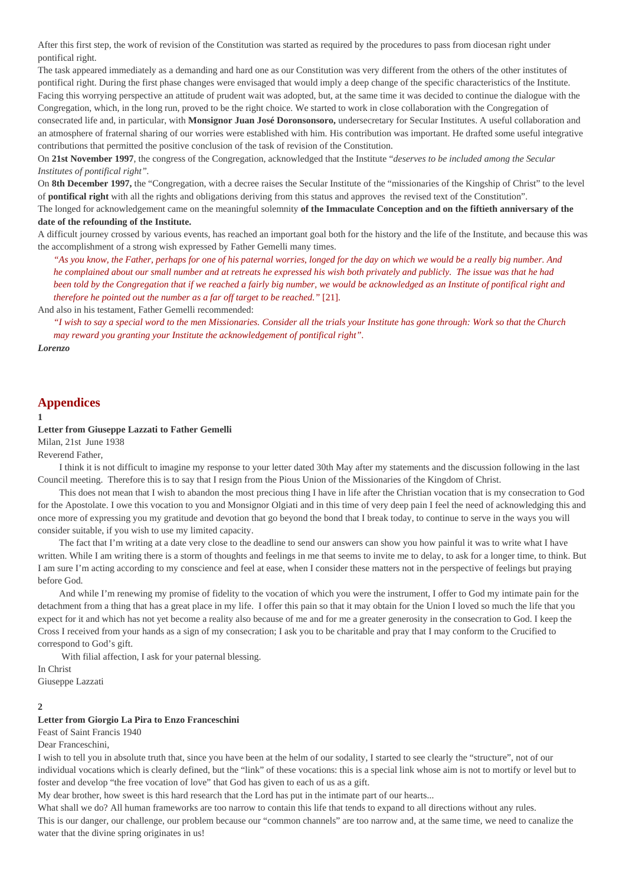After this first step, the work of revision of the Constitution was started as required by the procedures to pass from diocesan right under pontifical right.

The task appeared immediately as a demanding and hard one as our Constitution was very different from the others of the other institutes of pontifical right. During the first phase changes were envisaged that would imply a deep change of the specific characteristics of the Institute. Facing this worrying perspective an attitude of prudent wait was adopted, but, at the same time it was decided to continue the dialogue with the Congregation, which, in the long run, proved to be the right choice. We started to work in close collaboration with the Congregation of consecrated life and, in particular, with **Monsignor Juan José Doronsonsoro,** undersecretary for Secular Institutes. A useful collaboration and an atmosphere of fraternal sharing of our worries were established with him. His contribution was important. He drafted some useful integrative contributions that permitted the positive conclusion of the task of revision of the Constitution.

On **21st November 1997**, the congress of the Congregation, acknowledged that the Institute "*deserves to be included among the Secular Institutes of pontifical right"*.

On **8th December 1997,** the "Congregation, with a decree raises the Secular Institute of the "missionaries of the Kingship of Christ" to the level of **pontifical right** with all the rights and obligations deriving from this status and approves the revised text of the Constitution".

The longed for acknowledgement came on the meaningful solemnity **of the Immaculate Conception and on the fiftieth anniversary of the date of the refounding of the Institute.**

A difficult journey crossed by various events, has reached an important goal both for the history and the life of the Institute, and because this was the accomplishment of a strong wish expressed by Father Gemelli many times.

> *"As you know, the Father, perhaps for one of his paternal worries, longed for the day on which we would be a really big number. And he complained about our small number and at retreats he expressed his wish both privately and publicly. The issue was that he had been told by the Congregation that if we reached a fairly big number, we would be acknowledged as an Institute of pontifical right and therefore he pointed out the number as a far off target to be reached."* [21].

And also in his testament, Father Gemelli recommended:

> *"I wish to say a special word to the men Missionaries. Consider all the trials your Institute has gone through: Work so that the Church may reward you granting your Institute the acknowledgement of pontifical right".*

***Lorenzo***

## Appendices

**1**

**Letter from Giuseppe Lazzati to Father Gemelli**

Milan, 21st June 1938

Reverend Father,

I think it is not difficult to imagine my response to your letter dated 30th May after my statements and the discussion following in the last Council meeting. Therefore this is to say that I resign from the Pious Union of the Missionaries of the Kingdom of Christ.

This does not mean that I wish to abandon the most precious thing I have in life after the Christian vocation that is my consecration to God for the Apostolate. I owe this vocation to you and Monsignor Olgiati and in this time of very deep pain I feel the need of acknowledging this and once more of expressing you my gratitude and devotion that go beyond the bond that I break today, to continue to serve in the ways you will consider suitable, if you wish to use my limited capacity.

The fact that I'm writing at a date very close to the deadline to send our answers can show you how painful it was to write what I have written. While I am writing there is a storm of thoughts and feelings in me that seems to invite me to delay, to ask for a longer time, to think. But I am sure I'm acting according to my conscience and feel at ease, when I consider these matters not in the perspective of feelings but praying before God.

And while I'm renewing my promise of fidelity to the vocation of which you were the instrument, I offer to God my intimate pain for the detachment from a thing that has a great place in my life. I offer this pain so that it may obtain for the Union I loved so much the life that you expect for it and which has not yet become a reality also because of me and for me a greater generosity in the consecration to God. I keep the Cross I received from your hands as a sign of my consecration; I ask you to be charitable and pray that I may conform to the Crucified to correspond to God's gift.

With filial affection, I ask for your paternal blessing.

In Christ

Giuseppe Lazzati

**2**

**Letter from Giorgio La Pira to Enzo Franceschini**

Feast of Saint Francis 1940

Dear Franceschini,

I wish to tell you in absolute truth that, since you have been at the helm of our sodality, I started to see clearly the "structure", not of our individual vocations which is clearly defined, but the "link" of these vocations: this is a special link whose aim is not to mortify or level but to foster and develop "the free vocation of love" that God has given to each of us as a gift.

My dear brother, how sweet is this hard research that the Lord has put in the intimate part of our hearts...

What shall we do? All human frameworks are too narrow to contain this life that tends to expand to all directions without any rules.

This is our danger, our challenge, our problem because our "common channels" are too narrow and, at the same time, we need to canalize the water that the divine spring originates in us!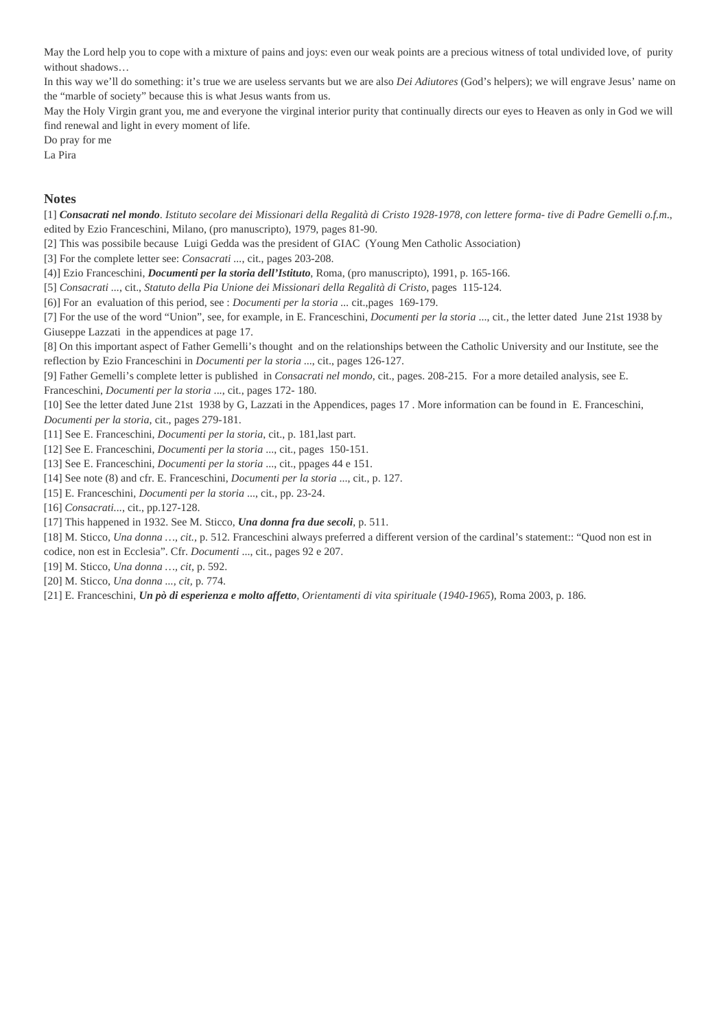May the Lord help you to cope with a mixture of pains and joys: even our weak points are a precious witness of total undivided love, of purity without shadows…

In this way we'll do something: it's true we are useless servants but we are also *Dei Adiutores* (God's helpers); we will engrave Jesus' name on the "marble of society" because this is what Jesus wants from us.

May the Holy Virgin grant you, me and everyone the virginal interior purity that continually directs our eyes to Heaven as only in God we will find renewal and light in every moment of life.

Do pray for me

La Pira

## Notes

[1] ***Consacrati nel mondo***. *Istituto secolare dei Missionari della Regalità di Cristo 1928-1978, con lettere forma- tive di Padre Gemelli o.f.m.*, edited by Ezio Franceschini, Milano, (pro manuscripto), 1979, pages 81-90.

[2] This was possibile because Luigi Gedda was the president of GIAC (Young Men Catholic Association)

[3] For the complete letter see: *Consacrati* ..., cit., pages 203-208.

[4)] Ezio Franceschini, ***Documenti per la storia dell'Istituto***, Roma, (pro manuscripto), 1991, p. 165-166.

[5] *Consacrati* ..., cit., *Statuto della Pia Unione dei Missionari della Regalità di Cristo*, pages 115-124.

[6)] For an evaluation of this period, see : *Documenti per la storia* ... cit.,pages 169-179.

[7] For the use of the word "Union", see, for example, in E. Franceschini, *Documenti per la storia* ..., cit., the letter dated June 21st 1938 by Giuseppe Lazzati in the appendices at page 17.

[8] On this important aspect of Father Gemelli's thought and on the relationships between the Catholic University and our Institute, see the reflection by Ezio Franceschini in *Documenti per la storia* ..., cit., pages 126-127.

[9] Father Gemelli's complete letter is published in *Consacrati nel mondo*, cit., pages. 208-215. For a more detailed analysis, see E. Franceschini, *Documenti per la storia* ..., cit., pages 172- 180.

[10] See the letter dated June 21st 1938 by G, Lazzati in the Appendices, pages 17 . More information can be found in E. Franceschini, *Documenti per la storia,* cit., pages 279-181.

[11] See E. Franceschini, *Documenti per la storia*, cit., p. 181,last part.

[12] See E. Franceschini, *Documenti per la storia* ..., cit., pages 150-151.

[13] See E. Franceschini, *Documenti per la storia* ..., cit., ppages 44 e 151.

[14] See note (8) and cfr. E. Franceschini, *Documenti per la storia* ..., cit., p. 127.

[15] E. Franceschini, *Documenti per la storia* ..., cit., pp. 23-24.

[16] *Consacrati...*, cit., pp.127-128.

[17] This happened in 1932. See M. Sticco, ***Una donna fra due secoli***, p. 511.

[18] M. Sticco, *Una donna …, cit.*, p. 512. Franceschini always preferred a different version of the cardinal's statement:: "Quod non est in codice, non est in Ecclesia". Cfr. *Documenti* ..., cit., pages 92 e 207.

[19] M. Sticco, *Una donna …, cit,* p. 592.

[20] M. Sticco, *Una donna ..., cit,* p. 774.

[21] E. Franceschini, ***Un pò di esperienza e molto affetto***, *Orientamenti di vita spirituale* (*1940-1965*), Roma 2003, p. 186.